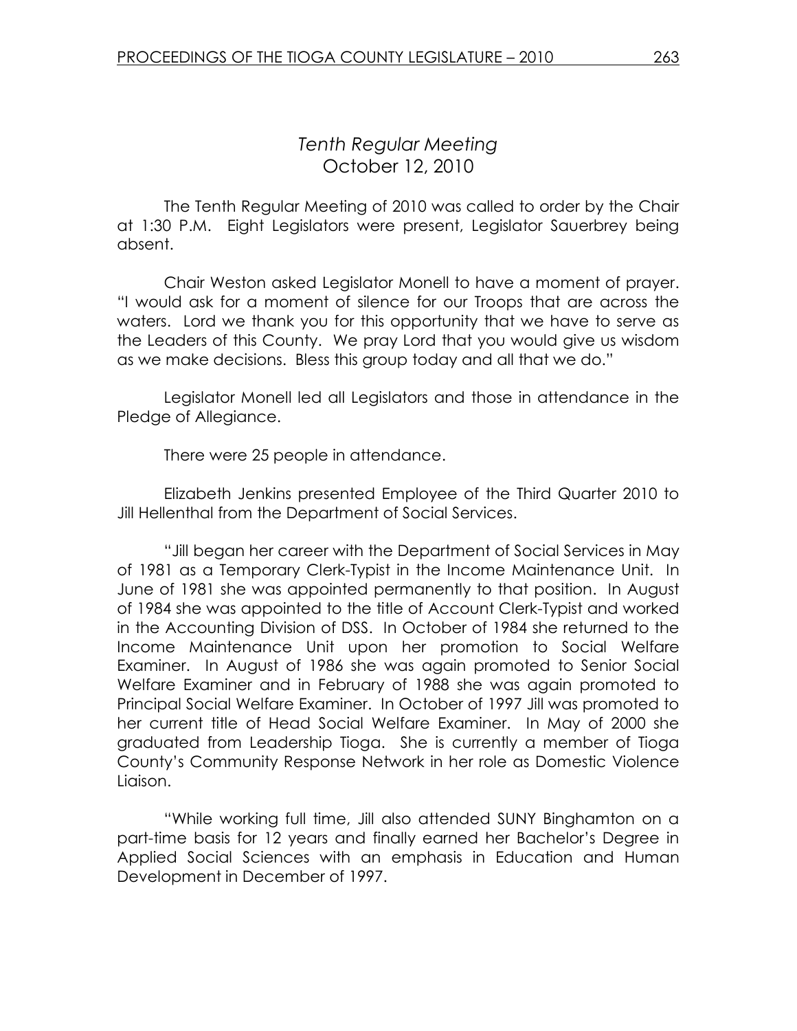# *Tenth Regular Meeting*

## October 12, 2010

The Tenth Regular Meeting of 2010 was called to order by the Chair at 1:30 P.M. Eight Legislators were present, Legislator Sauerbrey being absent.

Chair Weston asked Legislator Monell to have a moment of prayer. "I would ask for a moment of silence for our Troops that are across the waters. Lord we thank you for this opportunity that we have to serve as the Leaders of this County. We pray Lord that you would give us wisdom as we make decisions. Bless this group today and all that we do."

Legislator Monell led all Legislators and those in attendance in the Pledge of Allegiance.

There were 25 people in attendance.

Elizabeth Jenkins presented Employee of the Third Quarter 2010 to Jill Hellenthal from the Department of Social Services.

"Jill began her career with the Department of Social Services in May of 1981 as a Temporary Clerk-Typist in the Income Maintenance Unit. In June of 1981 she was appointed permanently to that position. In August of 1984 she was appointed to the title of Account Clerk-Typist and worked in the Accounting Division of DSS. In October of 1984 she returned to the Income Maintenance Unit upon her promotion to Social Welfare Examiner. In August of 1986 she was again promoted to Senior Social Welfare Examiner and in February of 1988 she was again promoted to Principal Social Welfare Examiner. In October of 1997 Jill was promoted to her current title of Head Social Welfare Examiner. In May of 2000 she graduated from Leadership Tioga. She is currently a member of Tioga County's Community Response Network in her role as Domestic Violence Liaison.

"While working full time, Jill also attended SUNY Binghamton on a part-time basis for 12 years and finally earned her Bachelor's Degree in Applied Social Sciences with an emphasis in Education and Human Development in December of 1997.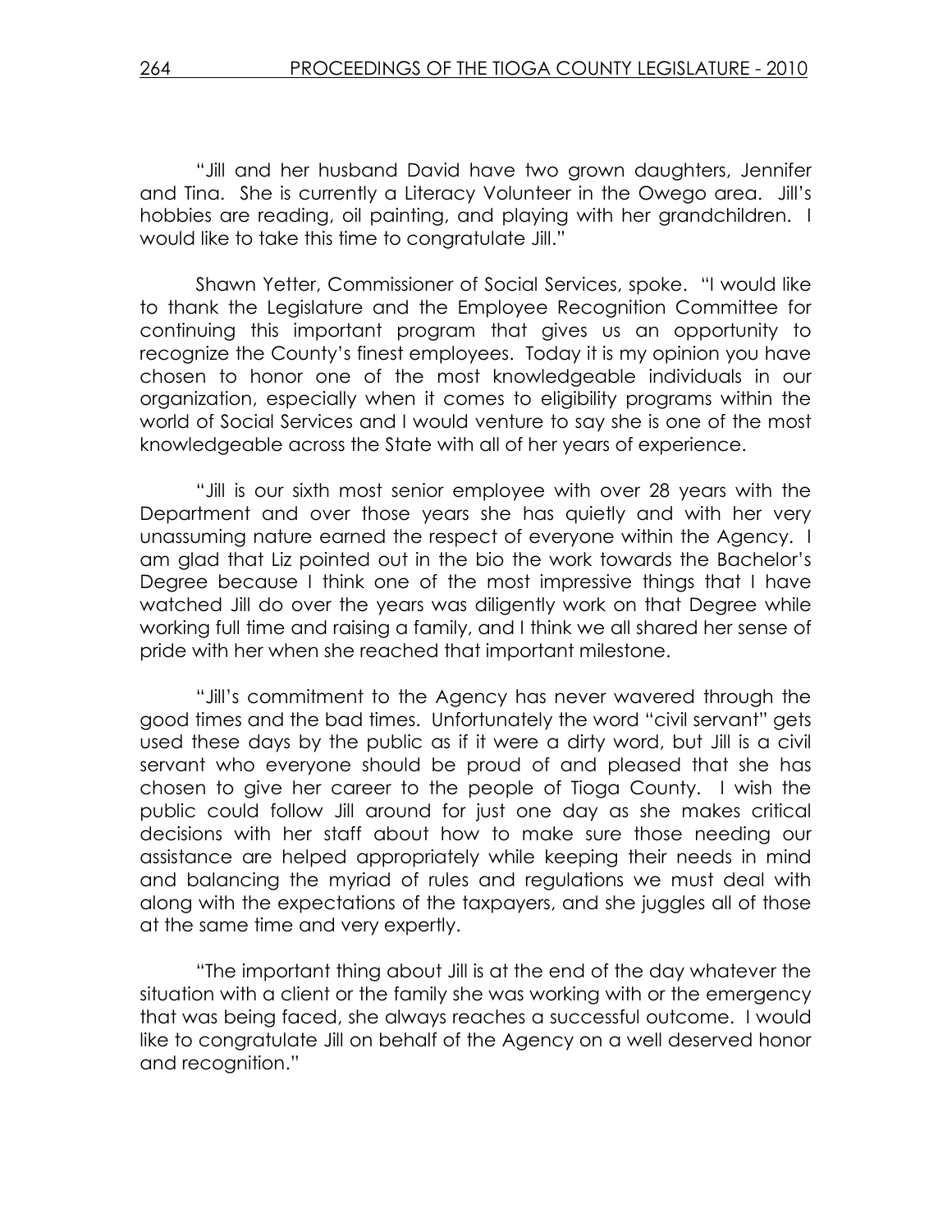"Jill and her husband David have two grown daughters, Jennifer and Tina. She is currently a Literacy Volunteer in the Owego area. Jill's hobbies are reading, oil painting, and playing with her grandchildren. I would like to take this time to congratulate Jill."

Shawn Yetter, Commissioner of Social Services, spoke. "I would like to thank the Legislature and the Employee Recognition Committee for continuing this important program that gives us an opportunity to recognize the County's finest employees. Today it is my opinion you have chosen to honor one of the most knowledgeable individuals in our organization, especially when it comes to eligibility programs within the world of Social Services and I would venture to say she is one of the most knowledgeable across the State with all of her years of experience.

"Jill is our sixth most senior employee with over 28 years with the Department and over those years she has quietly and with her very unassuming nature earned the respect of everyone within the Agency. I am glad that Liz pointed out in the bio the work towards the Bachelor's Degree because I think one of the most impressive things that I have watched Jill do over the years was diligently work on that Degree while working full time and raising a family, and I think we all shared her sense of pride with her when she reached that important milestone.

"Jill's commitment to the Agency has never wavered through the good times and the bad times. Unfortunately the word "civil servant" gets used these days by the public as if it were a dirty word, but Jill is a civil servant who everyone should be proud of and pleased that she has chosen to give her career to the people of Tioga County. I wish the public could follow Jill around for just one day as she makes critical decisions with her staff about how to make sure those needing our assistance are helped appropriately while keeping their needs in mind and balancing the myriad of rules and regulations we must deal with along with the expectations of the taxpayers, and she juggles all of those at the same time and very expertly.

"The important thing about Jill is at the end of the day whatever the situation with a client or the family she was working with or the emergency that was being faced, she always reaches a successful outcome. I would like to congratulate Jill on behalf of the Agency on a well deserved honor and recognition."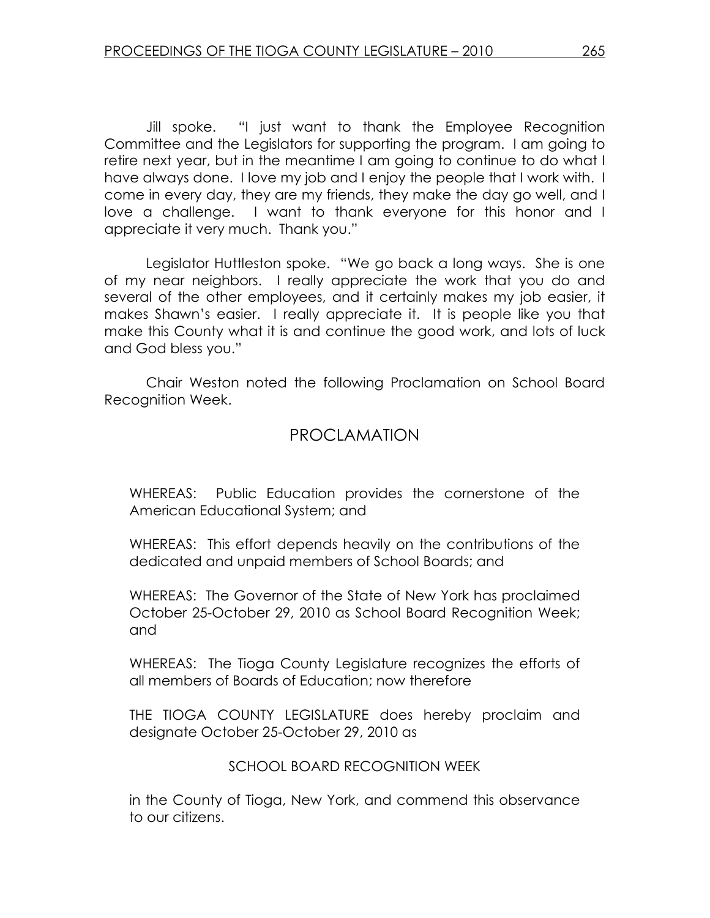Jill spoke. "I just want to thank the Employee Recognition Committee and the Legislators for supporting the program. I am going to retire next year, but in the meantime I am going to continue to do what I have always done. I love my job and I enjoy the people that I work with. I come in every day, they are my friends, they make the day go well, and I love a challenge. I want to thank everyone for this honor and I appreciate it very much. Thank you."

Legislator Huttleston spoke. "We go back a long ways. She is one of my near neighbors. I really appreciate the work that you do and several of the other employees, and it certainly makes my job easier, it makes Shawn's easier. I really appreciate it. It is people like you that make this County what it is and continue the good work, and lots of luck and God bless you."

Chair Weston noted the following Proclamation on School Board Recognition Week.

## PROCLAMATION

WHEREAS: Public Education provides the cornerstone of the American Educational System; and

WHEREAS: This effort depends heavily on the contributions of the dedicated and unpaid members of School Boards; and

WHEREAS: The Governor of the State of New York has proclaimed October 25-October 29, 2010 as School Board Recognition Week; and

WHEREAS: The Tioga County Legislature recognizes the efforts of all members of Boards of Education; now therefore

THE TIOGA COUNTY LEGISLATURE does hereby proclaim and designate October 25-October 29, 2010 as

SCHOOL BOARD RECOGNITION WEEK

in the County of Tioga, New York, and commend this observance to our citizens.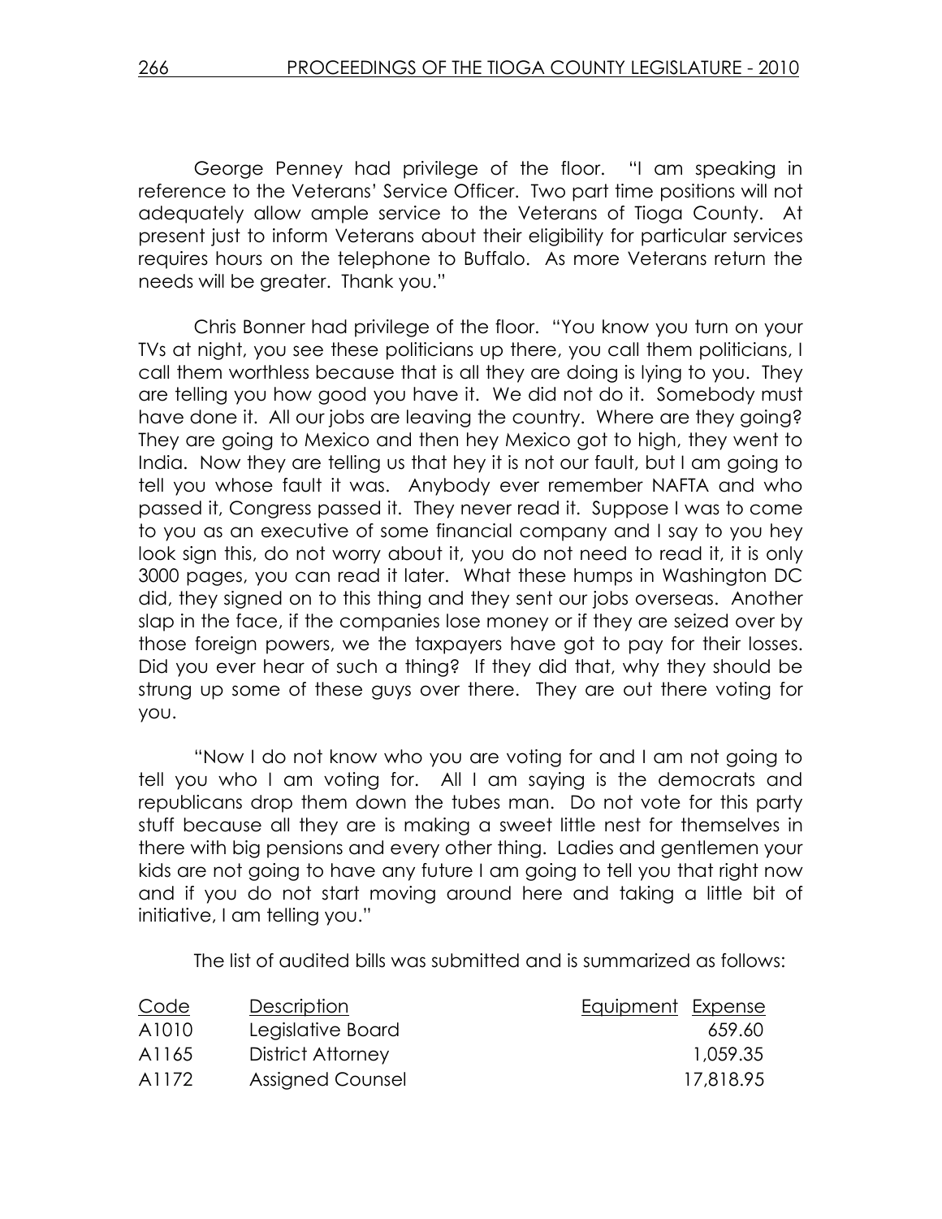George Penney had privilege of the floor. "I am speaking in reference to the Veterans' Service Officer. Two part time positions will not adequately allow ample service to the Veterans of Tioga County. At present just to inform Veterans about their eligibility for particular services requires hours on the telephone to Buffalo. As more Veterans return the needs will be greater. Thank you."

Chris Bonner had privilege of the floor. "You know you turn on your TVs at night, you see these politicians up there, you call them politicians, I call them worthless because that is all they are doing is lying to you. They are telling you how good you have it. We did not do it. Somebody must have done it. All our jobs are leaving the country. Where are they going? They are going to Mexico and then hey Mexico got to high, they went to India. Now they are telling us that hey it is not our fault, but I am going to tell you whose fault it was. Anybody ever remember NAFTA and who passed it, Congress passed it. They never read it. Suppose I was to come to you as an executive of some financial company and I say to you hey look sign this, do not worry about it, you do not need to read it, it is only 3000 pages, you can read it later. What these humps in Washington DC did, they signed on to this thing and they sent our jobs overseas. Another slap in the face, if the companies lose money or if they are seized over by those foreign powers, we the taxpayers have got to pay for their losses. Did you ever hear of such a thing? If they did that, why they should be strung up some of these guys over there. They are out there voting for you.

"Now I do not know who you are voting for and I am not going to tell you who I am voting for. All I am saying is the democrats and republicans drop them down the tubes man. Do not vote for this party stuff because all they are is making a sweet little nest for themselves in there with big pensions and every other thing. Ladies and gentlemen your kids are not going to have any future I am going to tell you that right now and if you do not start moving around here and taking a little bit of initiative, I am telling you."

The list of audited bills was submitted and is summarized as follows:

| Code | Description | Equipment | Expense |
|---|---|---|---|
| A1010 | Legislative Board | | 659.60 |
| A1165 | District Attorney | | 1,059.35 |
| A1172 | Assigned Counsel | | 17,818.95 |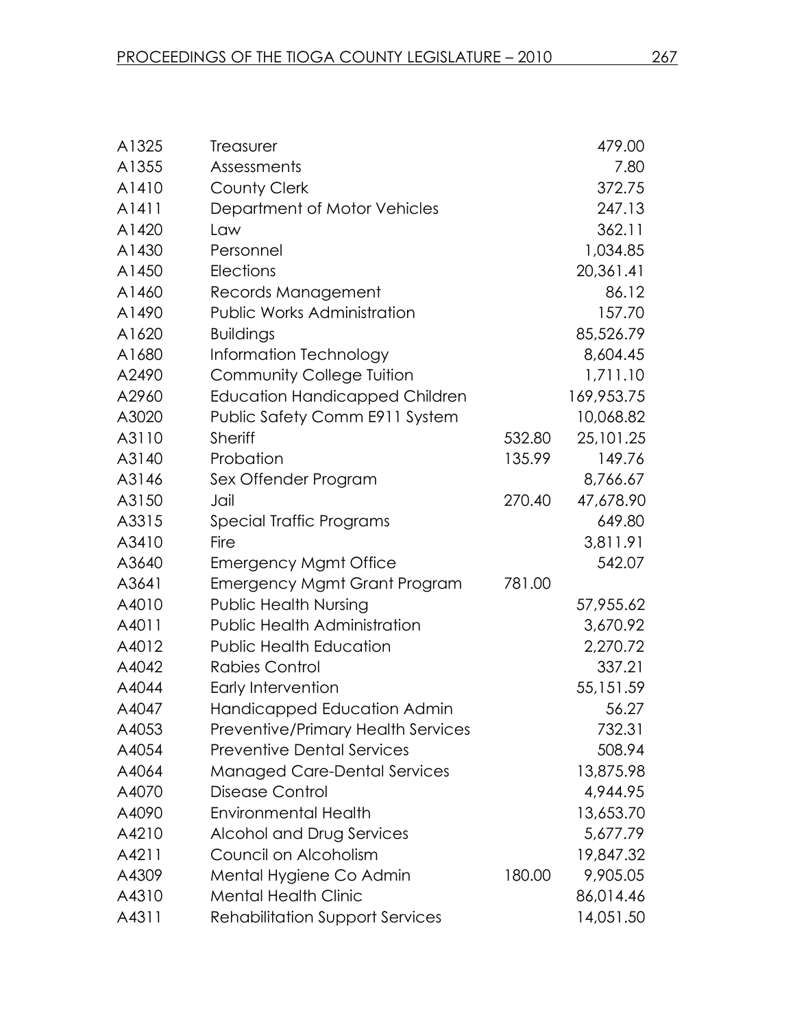| | | | |
|---|---|---|---|
| A1325 | Treasurer | | 479.00 |
| A1355 | Assessments | | 7.80 |
| A1410 | County Clerk | | 372.75 |
| A1411 | Department of Motor Vehicles | | 247.13 |
| A1420 | Law | | 362.11 |
| A1430 | Personnel | | 1,034.85 |
| A1450 | Elections | | 20,361.41 |
| A1460 | Records Management | | 86.12 |
| A1490 | Public Works Administration | | 157.70 |
| A1620 | Buildings | | 85,526.79 |
| A1680 | Information Technology | | 8,604.45 |
| A2490 | Community College Tuition | | 1,711.10 |
| A2960 | Education Handicapped Children | | 169,953.75 |
| A3020 | Public Safety Comm E911 System | | 10,068.82 |
| A3110 | Sheriff | 532.80 | 25,101.25 |
| A3140 | Probation | 135.99 | 149.76 |
| A3146 | Sex Offender Program | | 8,766.67 |
| A3150 | Jail | 270.40 | 47,678.90 |
| A3315 | Special Traffic Programs | | 649.80 |
| A3410 | Fire | | 3,811.91 |
| A3640 | Emergency Mgmt Office | | 542.07 |
| A3641 | Emergency Mgmt Grant Program | 781.00 | |
| A4010 | Public Health Nursing | | 57,955.62 |
| A4011 | Public Health Administration | | 3,670.92 |
| A4012 | Public Health Education | | 2,270.72 |
| A4042 | Rabies Control | | 337.21 |
| A4044 | Early Intervention | | 55,151.59 |
| A4047 | Handicapped Education Admin | | 56.27 |
| A4053 | Preventive/Primary Health Services | | 732.31 |
| A4054 | Preventive Dental Services | | 508.94 |
| A4064 | Managed Care-Dental Services | | 13,875.98 |
| A4070 | Disease Control | | 4,944.95 |
| A4090 | Environmental Health | | 13,653.70 |
| A4210 | Alcohol and Drug Services | | 5,677.79 |
| A4211 | Council on Alcoholism | | 19,847.32 |
| A4309 | Mental Hygiene Co Admin | 180.00 | 9,905.05 |
| A4310 | Mental Health Clinic | | 86,014.46 |
| A4311 | Rehabilitation Support Services | | 14,051.50 |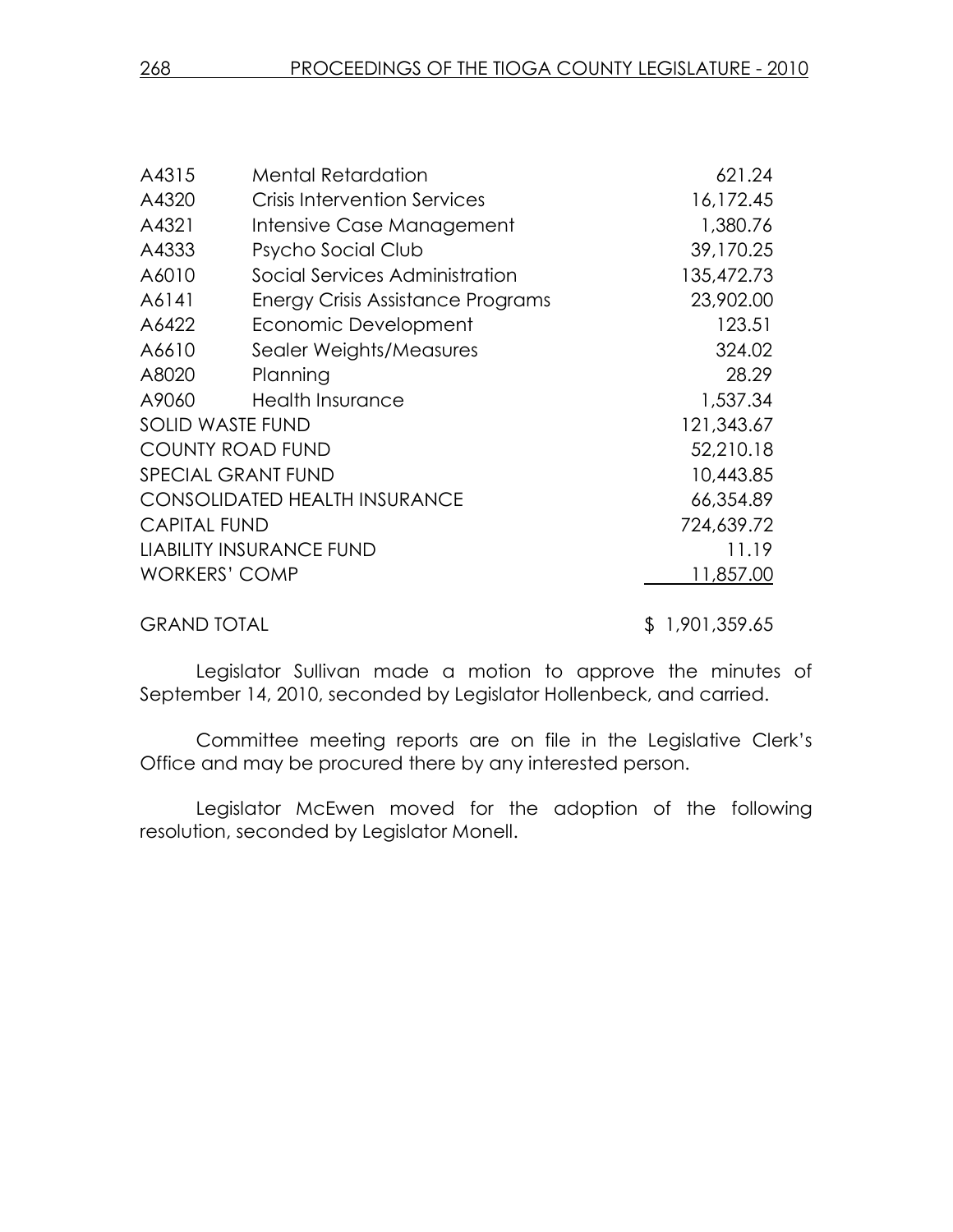| | | |
|---|---|---|
| A4315 | Mental Retardation | 621.24 |
| A4320 | Crisis Intervention Services | 16,172.45 |
| A4321 | Intensive Case Management | 1,380.76 |
| A4333 | Psycho Social Club | 39,170.25 |
| A6010 | Social Services Administration | 135,472.73 |
| A6141 | Energy Crisis Assistance Programs | 23,902.00 |
| A6422 | Economic Development | 123.51 |
| A6610 | Sealer Weights/Measures | 324.02 |
| A8020 | Planning | 28.29 |
| A9060 | Health Insurance | 1,537.34 |
| SOLID WASTE FUND | | 121,343.67 |
| COUNTY ROAD FUND | | 52,210.18 |
| SPECIAL GRANT FUND | | 10,443.85 |
| CONSOLIDATED HEALTH INSURANCE | | 66,354.89 |
| CAPITAL FUND | | 724,639.72 |
| LIABILITY INSURANCE FUND | | 11.19 |
| WORKERS' COMP | | 11,857.00 |
| GRAND TOTAL | | $ 1,901,359.65 |

Legislator Sullivan made a motion to approve the minutes of September 14, 2010, seconded by Legislator Hollenbeck, and carried.

Committee meeting reports are on file in the Legislative Clerk's Office and may be procured there by any interested person.

Legislator McEwen moved for the adoption of the following resolution, seconded by Legislator Monell.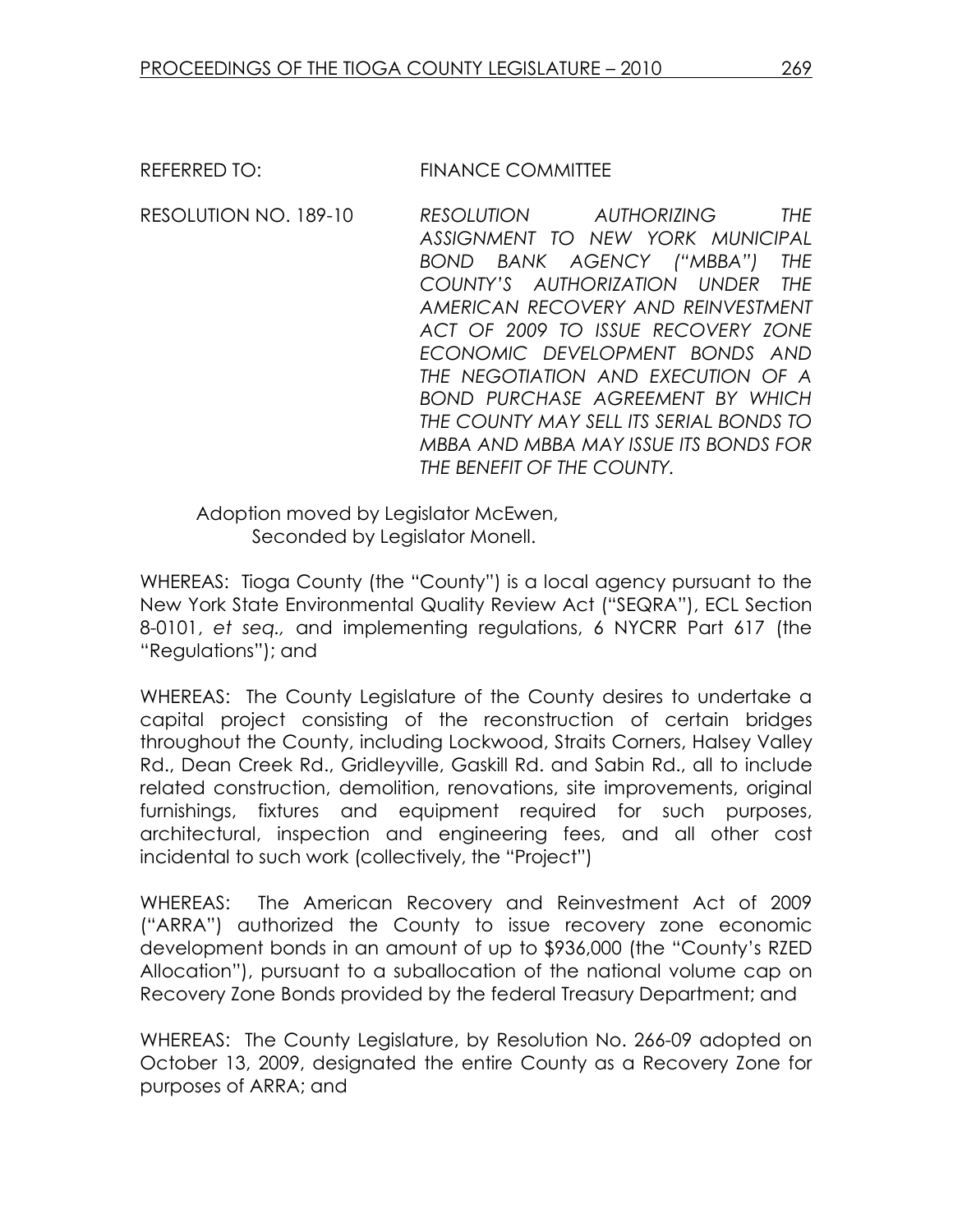REFERRED TO: FINANCE COMMITTEE

RESOLUTION NO. 189-10 *RESOLUTION AUTHORIZING THE ASSIGNMENT TO NEW YORK MUNICIPAL BOND BANK AGENCY ("MBBA") THE COUNTY'S AUTHORIZATION UNDER THE AMERICAN RECOVERY AND REINVESTMENT ACT OF 2009 TO ISSUE RECOVERY ZONE ECONOMIC DEVELOPMENT BONDS AND THE NEGOTIATION AND EXECUTION OF A BOND PURCHASE AGREEMENT BY WHICH THE COUNTY MAY SELL ITS SERIAL BONDS TO MBBA AND MBBA MAY ISSUE ITS BONDS FOR THE BENEFIT OF THE COUNTY.*

Adoption moved by Legislator McEwen,
Seconded by Legislator Monell.

WHEREAS: Tioga County (the "County") is a local agency pursuant to the New York State Environmental Quality Review Act ("SEQRA"), ECL Section 8-0101, *et seq.,* and implementing regulations, 6 NYCRR Part 617 (the "Regulations"); and

WHEREAS: The County Legislature of the County desires to undertake a capital project consisting of the reconstruction of certain bridges throughout the County, including Lockwood, Straits Corners, Halsey Valley Rd., Dean Creek Rd., Gridleyville, Gaskill Rd. and Sabin Rd., all to include related construction, demolition, renovations, site improvements, original furnishings, fixtures and equipment required for such purposes, architectural, inspection and engineering fees, and all other cost incidental to such work (collectively, the "Project")

WHEREAS: The American Recovery and Reinvestment Act of 2009 ("ARRA") authorized the County to issue recovery zone economic development bonds in an amount of up to $936,000 (the "County's RZED Allocation"), pursuant to a suballocation of the national volume cap on Recovery Zone Bonds provided by the federal Treasury Department; and

WHEREAS: The County Legislature, by Resolution No. 266-09 adopted on October 13, 2009, designated the entire County as a Recovery Zone for purposes of ARRA; and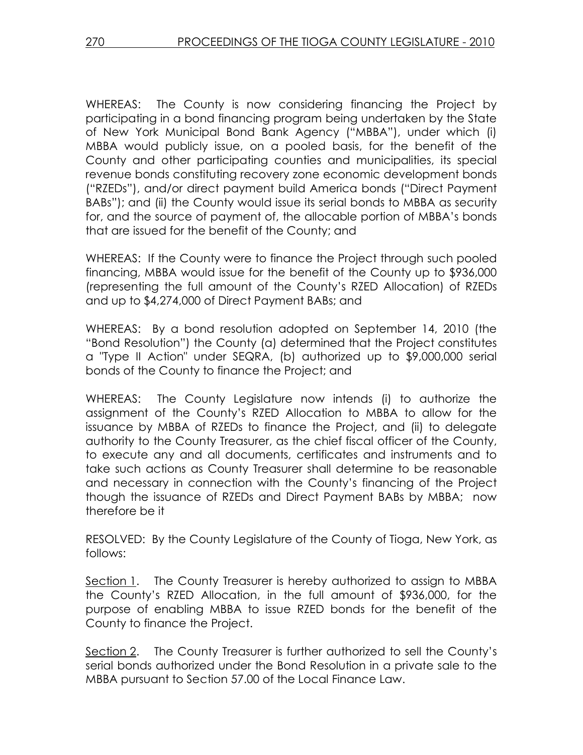WHEREAS: The County is now considering financing the Project by participating in a bond financing program being undertaken by the State of New York Municipal Bond Bank Agency ("MBBA"), under which (i) MBBA would publicly issue, on a pooled basis, for the benefit of the County and other participating counties and municipalities, its special revenue bonds constituting recovery zone economic development bonds ("RZEDs"), and/or direct payment build America bonds ("Direct Payment BABs"); and (ii) the County would issue its serial bonds to MBBA as security for, and the source of payment of, the allocable portion of MBBA's bonds that are issued for the benefit of the County; and

WHEREAS: If the County were to finance the Project through such pooled financing, MBBA would issue for the benefit of the County up to $936,000 (representing the full amount of the County's RZED Allocation) of RZEDs and up to $4,274,000 of Direct Payment BABs; and

WHEREAS: By a bond resolution adopted on September 14, 2010 (the "Bond Resolution") the County (a) determined that the Project constitutes a "Type II Action" under SEQRA, (b) authorized up to $9,000,000 serial bonds of the County to finance the Project; and

WHEREAS: The County Legislature now intends (i) to authorize the assignment of the County's RZED Allocation to MBBA to allow for the issuance by MBBA of RZEDs to finance the Project, and (ii) to delegate authority to the County Treasurer, as the chief fiscal officer of the County, to execute any and all documents, certificates and instruments and to take such actions as County Treasurer shall determine to be reasonable and necessary in connection with the County's financing of the Project though the issuance of RZEDs and Direct Payment BABs by MBBA; now therefore be it

RESOLVED: By the County Legislature of the County of Tioga, New York, as follows:

Section 1. The County Treasurer is hereby authorized to assign to MBBA the County's RZED Allocation, in the full amount of $936,000, for the purpose of enabling MBBA to issue RZED bonds for the benefit of the County to finance the Project.

Section 2. The County Treasurer is further authorized to sell the County's serial bonds authorized under the Bond Resolution in a private sale to the MBBA pursuant to Section 57.00 of the Local Finance Law.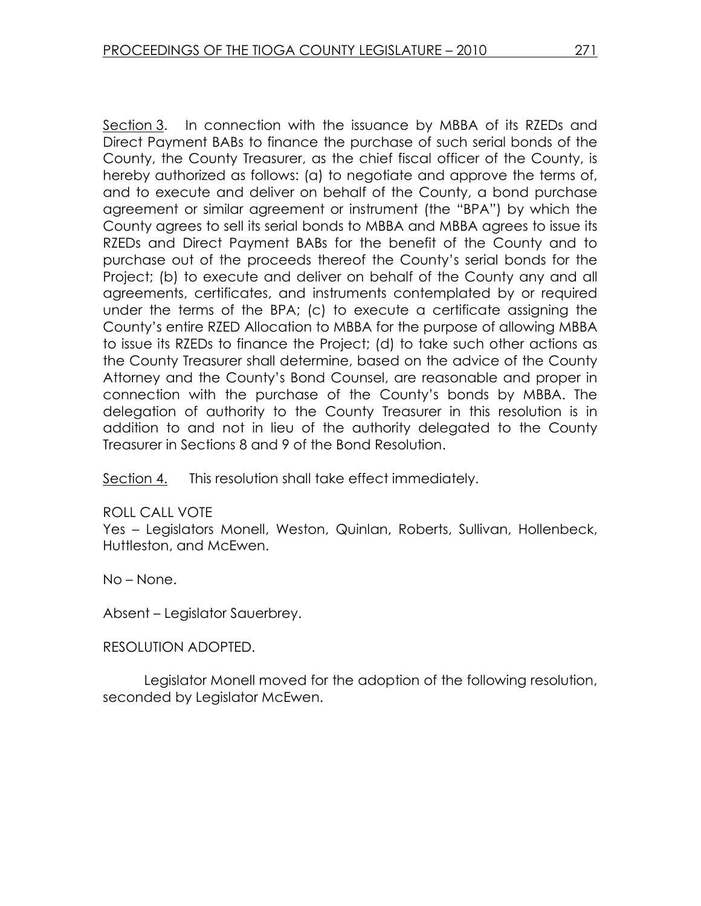Section 3. In connection with the issuance by MBBA of its RZEDs and Direct Payment BABs to finance the purchase of such serial bonds of the County, the County Treasurer, as the chief fiscal officer of the County, is hereby authorized as follows: (a) to negotiate and approve the terms of, and to execute and deliver on behalf of the County, a bond purchase agreement or similar agreement or instrument (the "BPA") by which the County agrees to sell its serial bonds to MBBA and MBBA agrees to issue its RZEDs and Direct Payment BABs for the benefit of the County and to purchase out of the proceeds thereof the County's serial bonds for the Project; (b) to execute and deliver on behalf of the County any and all agreements, certificates, and instruments contemplated by or required under the terms of the BPA; (c) to execute a certificate assigning the County's entire RZED Allocation to MBBA for the purpose of allowing MBBA to issue its RZEDs to finance the Project; (d) to take such other actions as the County Treasurer shall determine, based on the advice of the County Attorney and the County's Bond Counsel, are reasonable and proper in connection with the purchase of the County's bonds by MBBA. The delegation of authority to the County Treasurer in this resolution is in addition to and not in lieu of the authority delegated to the County Treasurer in Sections 8 and 9 of the Bond Resolution.

Section 4. This resolution shall take effect immediately.

ROLL CALL VOTE
Yes – Legislators Monell, Weston, Quinlan, Roberts, Sullivan, Hollenbeck, Huttleston, and McEwen.

No – None.

Absent – Legislator Sauerbrey.

RESOLUTION ADOPTED.

Legislator Monell moved for the adoption of the following resolution, seconded by Legislator McEwen.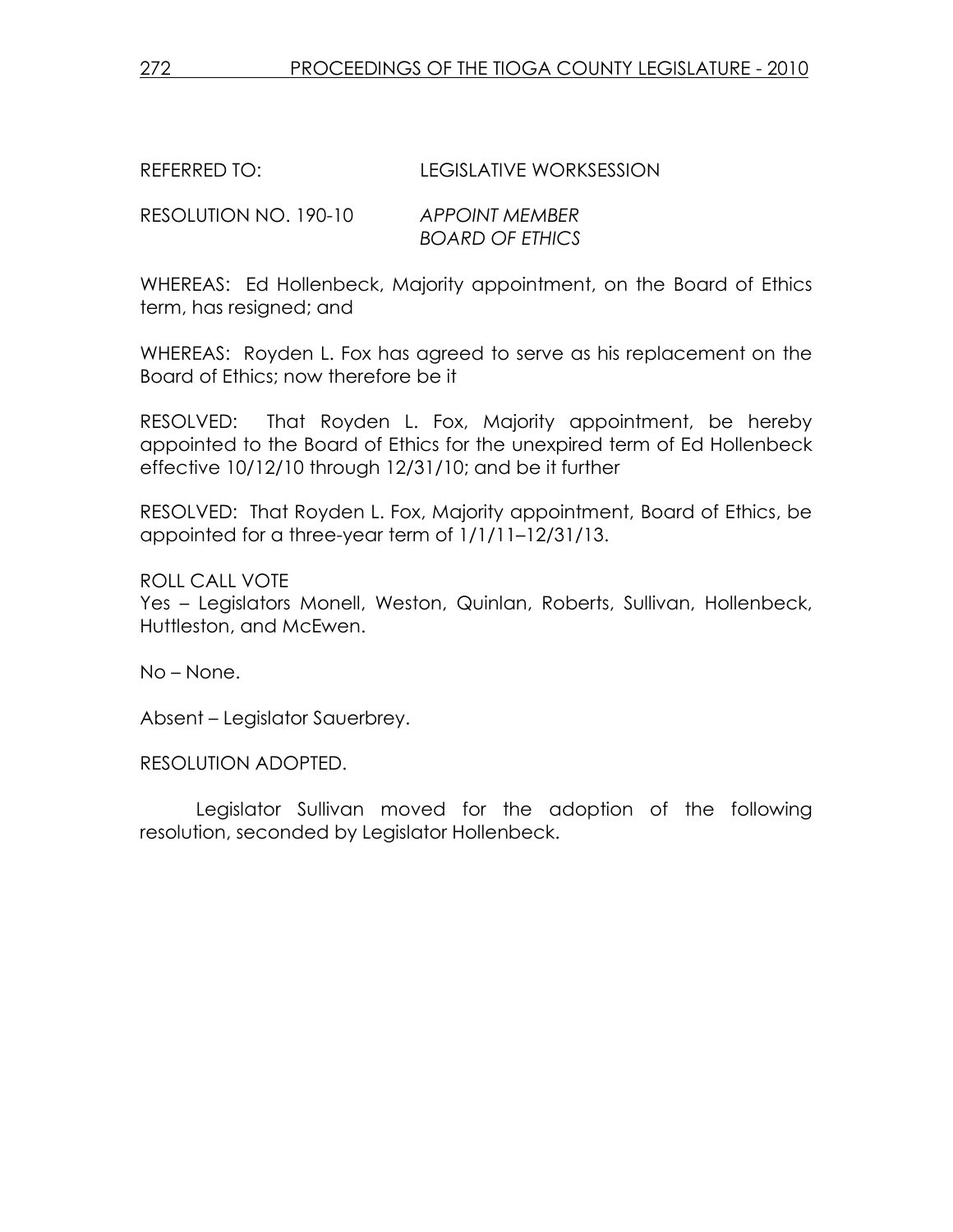REFERRED TO: LEGISLATIVE WORKSESSION

RESOLUTION NO. 190-10 *APPOINT MEMBER BOARD OF ETHICS*

WHEREAS: Ed Hollenbeck, Majority appointment, on the Board of Ethics term, has resigned; and

WHEREAS: Royden L. Fox has agreed to serve as his replacement on the Board of Ethics; now therefore be it

RESOLVED: That Royden L. Fox, Majority appointment, be hereby appointed to the Board of Ethics for the unexpired term of Ed Hollenbeck effective 10/12/10 through 12/31/10; and be it further

RESOLVED: That Royden L. Fox, Majority appointment, Board of Ethics, be appointed for a three-year term of 1/1/11–12/31/13.

ROLL CALL VOTE
Yes – Legislators Monell, Weston, Quinlan, Roberts, Sullivan, Hollenbeck, Huttleston, and McEwen.

No – None.

Absent – Legislator Sauerbrey.

RESOLUTION ADOPTED.

Legislator Sullivan moved for the adoption of the following resolution, seconded by Legislator Hollenbeck.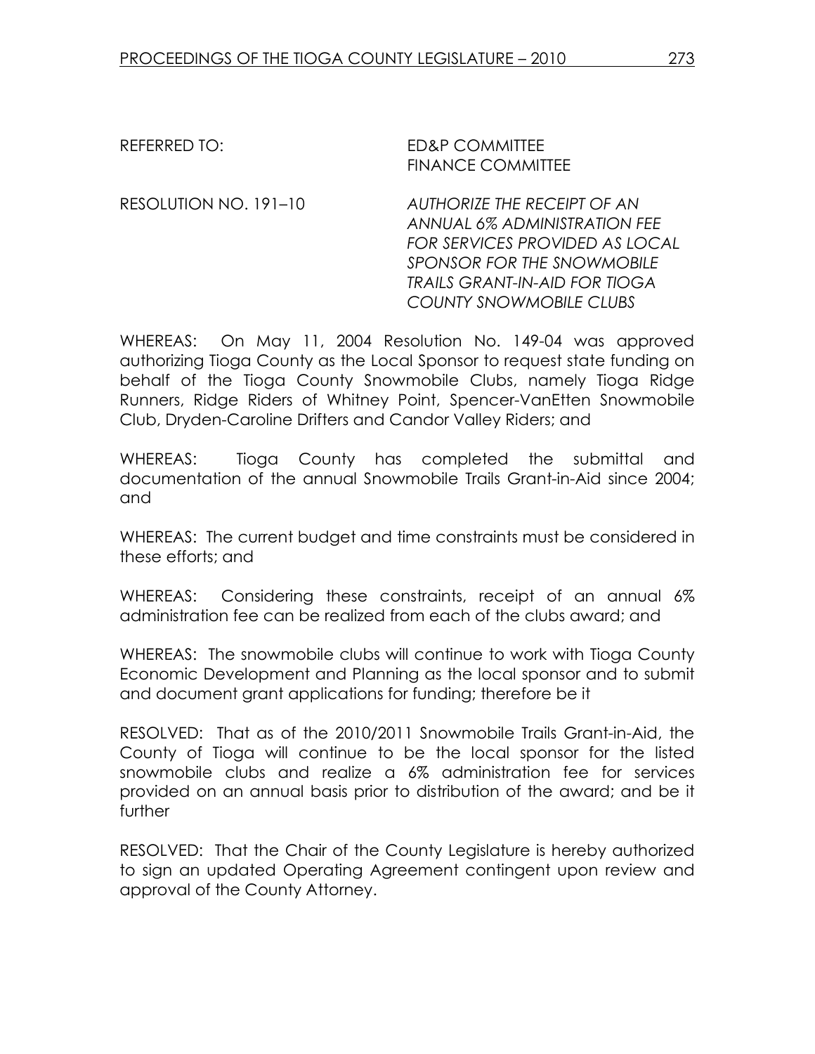REFERRED TO: ED&P COMMITTEE
FINANCE COMMITTEE

RESOLUTION NO. 191–10 *AUTHORIZE THE RECEIPT OF AN ANNUAL 6% ADMINISTRATION FEE FOR SERVICES PROVIDED AS LOCAL SPONSOR FOR THE SNOWMOBILE TRAILS GRANT-IN-AID FOR TIOGA COUNTY SNOWMOBILE CLUBS*

WHEREAS: On May 11, 2004 Resolution No. 149-04 was approved authorizing Tioga County as the Local Sponsor to request state funding on behalf of the Tioga County Snowmobile Clubs, namely Tioga Ridge Runners, Ridge Riders of Whitney Point, Spencer-VanEtten Snowmobile Club, Dryden-Caroline Drifters and Candor Valley Riders; and

WHEREAS: Tioga County has completed the submittal and documentation of the annual Snowmobile Trails Grant-in-Aid since 2004; and

WHEREAS: The current budget and time constraints must be considered in these efforts; and

WHEREAS: Considering these constraints, receipt of an annual 6% administration fee can be realized from each of the clubs award; and

WHEREAS: The snowmobile clubs will continue to work with Tioga County Economic Development and Planning as the local sponsor and to submit and document grant applications for funding; therefore be it

RESOLVED: That as of the 2010/2011 Snowmobile Trails Grant-in-Aid, the County of Tioga will continue to be the local sponsor for the listed snowmobile clubs and realize a 6% administration fee for services provided on an annual basis prior to distribution of the award; and be it further

RESOLVED: That the Chair of the County Legislature is hereby authorized to sign an updated Operating Agreement contingent upon review and approval of the County Attorney.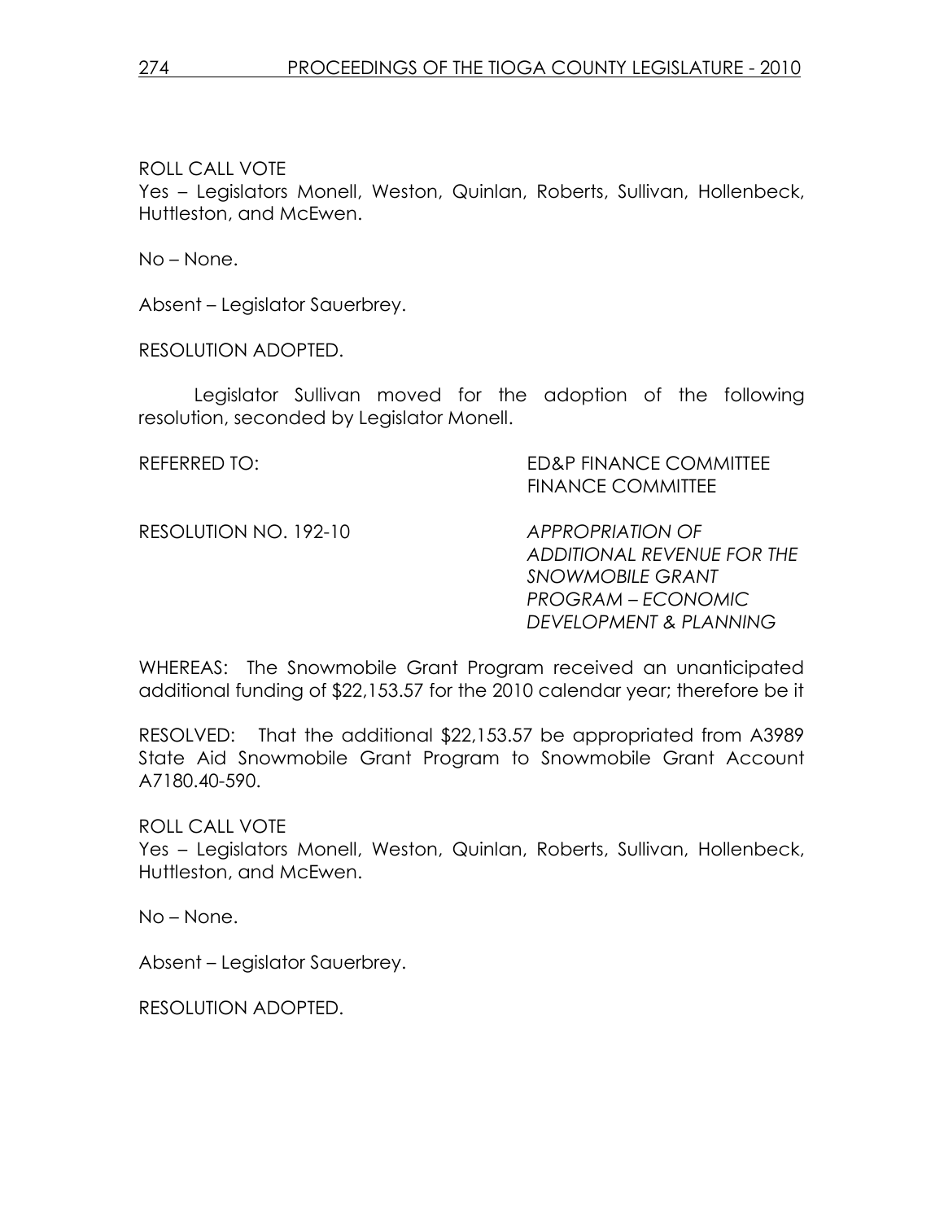ROLL CALL VOTE
Yes – Legislators Monell, Weston, Quinlan, Roberts, Sullivan, Hollenbeck, Huttleston, and McEwen.

No – None.

Absent – Legislator Sauerbrey.

RESOLUTION ADOPTED.

Legislator Sullivan moved for the adoption of the following resolution, seconded by Legislator Monell.

REFERRED TO: ED&P FINANCE COMMITTEE
FINANCE COMMITTEE

RESOLUTION NO. 192-10 *APPROPRIATION OF ADDITIONAL REVENUE FOR THE SNOWMOBILE GRANT PROGRAM – ECONOMIC DEVELOPMENT & PLANNING*

WHEREAS: The Snowmobile Grant Program received an unanticipated additional funding of $22,153.57 for the 2010 calendar year; therefore be it

RESOLVED: That the additional $22,153.57 be appropriated from A3989 State Aid Snowmobile Grant Program to Snowmobile Grant Account A7180.40-590.

ROLL CALL VOTE
Yes – Legislators Monell, Weston, Quinlan, Roberts, Sullivan, Hollenbeck, Huttleston, and McEwen.

No – None.

Absent – Legislator Sauerbrey.

RESOLUTION ADOPTED.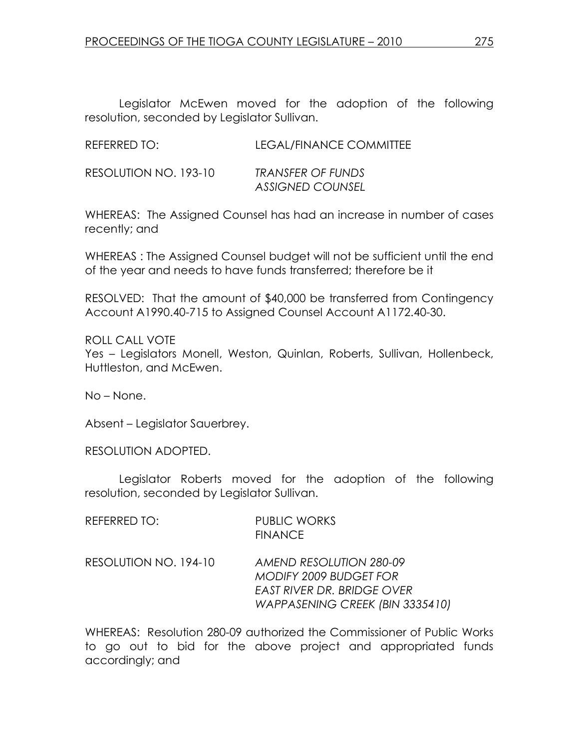Legislator McEwen moved for the adoption of the following resolution, seconded by Legislator Sullivan.

REFERRED TO: LEGAL/FINANCE COMMITTEE

RESOLUTION NO. 193-10 *TRANSFER OF FUNDS ASSIGNED COUNSEL*

WHEREAS: The Assigned Counsel has had an increase in number of cases recently; and

WHEREAS : The Assigned Counsel budget will not be sufficient until the end of the year and needs to have funds transferred; therefore be it

RESOLVED: That the amount of $40,000 be transferred from Contingency Account A1990.40-715 to Assigned Counsel Account A1172.40-30.

ROLL CALL VOTE
Yes – Legislators Monell, Weston, Quinlan, Roberts, Sullivan, Hollenbeck, Huttleston, and McEwen.

No – None.

Absent – Legislator Sauerbrey.

RESOLUTION ADOPTED.

Legislator Roberts moved for the adoption of the following resolution, seconded by Legislator Sullivan.

REFERRED TO: PUBLIC WORKS
FINANCE

RESOLUTION NO. 194-10 *AMEND RESOLUTION 280-09 MODIFY 2009 BUDGET FOR EAST RIVER DR. BRIDGE OVER WAPPASENING CREEK (BIN 3335410)*

WHEREAS: Resolution 280-09 authorized the Commissioner of Public Works to go out to bid for the above project and appropriated funds accordingly; and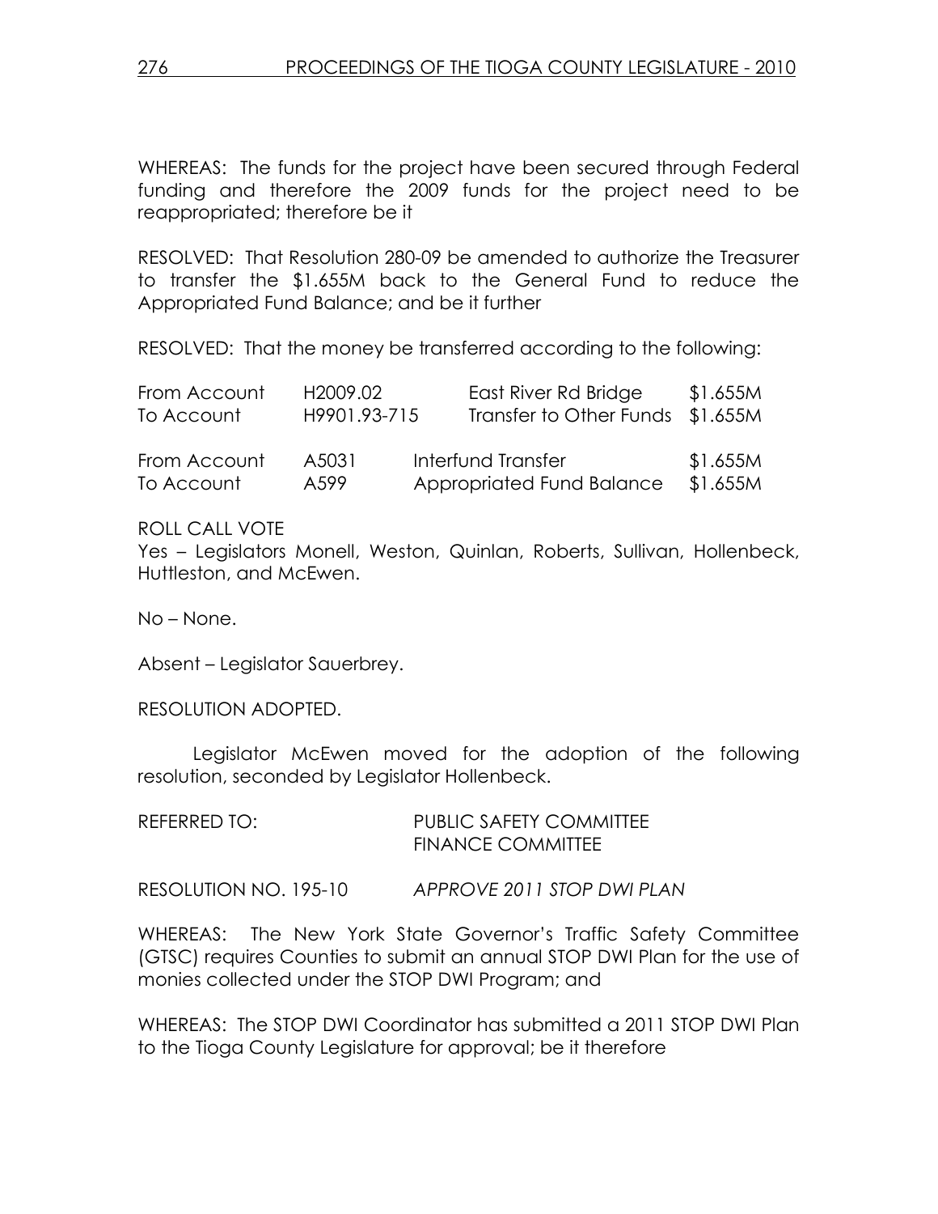WHEREAS: The funds for the project have been secured through Federal funding and therefore the 2009 funds for the project need to be reappropriated; therefore be it

RESOLVED: That Resolution 280-09 be amended to authorize the Treasurer to transfer the $1.655M back to the General Fund to reduce the Appropriated Fund Balance; and be it further

RESOLVED: That the money be transferred according to the following:

| | | | |
|---|---|---|---|
| From Account | H2009.02 | East River Rd Bridge | $1.655M |
| To Account | H9901.93-715 | Transfer to Other Funds | $1.655M |
| From Account | A5031 | Interfund Transfer | $1.655M |
| To Account | A599 | Appropriated Fund Balance | $1.655M |

ROLL CALL VOTE
Yes – Legislators Monell, Weston, Quinlan, Roberts, Sullivan, Hollenbeck, Huttleston, and McEwen.

No – None.

Absent – Legislator Sauerbrey.

RESOLUTION ADOPTED.

Legislator McEwen moved for the adoption of the following resolution, seconded by Legislator Hollenbeck.

REFERRED TO: PUBLIC SAFETY COMMITTEE
FINANCE COMMITTEE

RESOLUTION NO. 195-10 *APPROVE 2011 STOP DWI PLAN*

WHEREAS: The New York State Governor's Traffic Safety Committee (GTSC) requires Counties to submit an annual STOP DWI Plan for the use of monies collected under the STOP DWI Program; and

WHEREAS: The STOP DWI Coordinator has submitted a 2011 STOP DWI Plan to the Tioga County Legislature for approval; be it therefore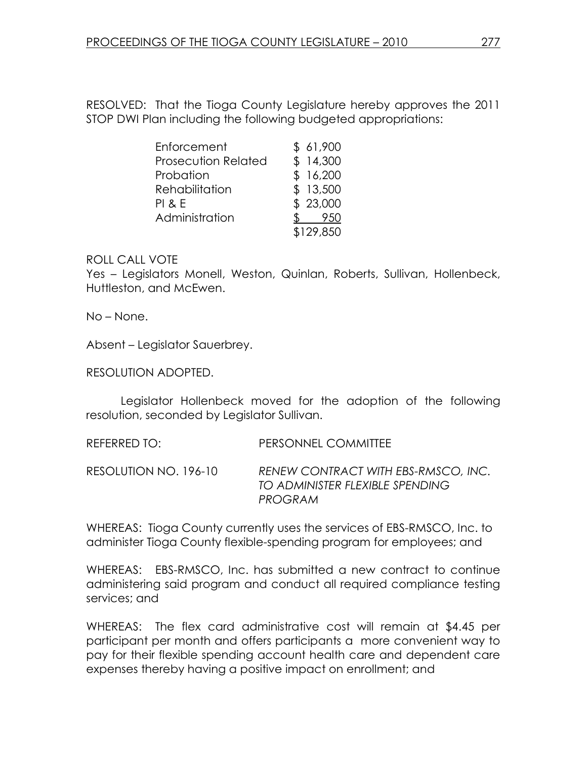RESOLVED: That the Tioga County Legislature hereby approves the 2011 STOP DWI Plan including the following budgeted appropriations:

| | |
|---|---|
| Enforcement | $ 61,900 |
| Prosecution Related | $ 14,300 |
| Probation | $ 16,200 |
| Rehabilitation | $ 13,500 |
| PI & E | $ 23,000 |
| Administration | $ 950 |
| | $129,850 |

ROLL CALL VOTE
Yes – Legislators Monell, Weston, Quinlan, Roberts, Sullivan, Hollenbeck, Huttleston, and McEwen.

No – None.

Absent – Legislator Sauerbrey.

RESOLUTION ADOPTED.

Legislator Hollenbeck moved for the adoption of the following resolution, seconded by Legislator Sullivan.

REFERRED TO: PERSONNEL COMMITTEE

RESOLUTION NO. 196-10 *RENEW CONTRACT WITH EBS-RMSCO, INC. TO ADMINISTER FLEXIBLE SPENDING PROGRAM*

WHEREAS: Tioga County currently uses the services of EBS-RMSCO, Inc. to administer Tioga County flexible-spending program for employees; and

WHEREAS: EBS-RMSCO, Inc. has submitted a new contract to continue administering said program and conduct all required compliance testing services; and

WHEREAS: The flex card administrative cost will remain at $4.45 per participant per month and offers participants a more convenient way to pay for their flexible spending account health care and dependent care expenses thereby having a positive impact on enrollment; and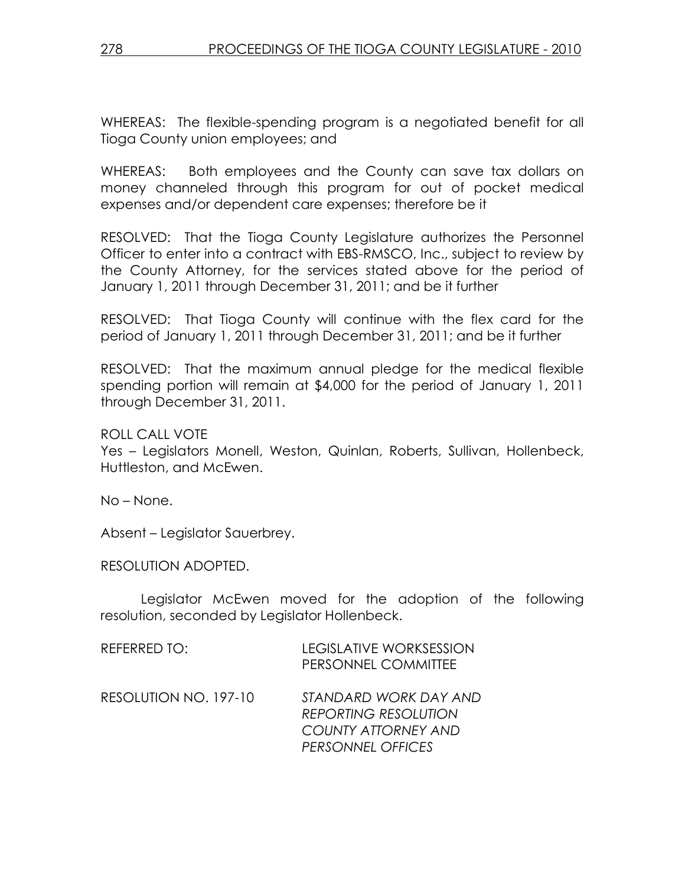WHEREAS: The flexible-spending program is a negotiated benefit for all Tioga County union employees; and

WHEREAS: Both employees and the County can save tax dollars on money channeled through this program for out of pocket medical expenses and/or dependent care expenses; therefore be it

RESOLVED: That the Tioga County Legislature authorizes the Personnel Officer to enter into a contract with EBS-RMSCO, Inc., subject to review by the County Attorney, for the services stated above for the period of January 1, 2011 through December 31, 2011; and be it further

RESOLVED: That Tioga County will continue with the flex card for the period of January 1, 2011 through December 31, 2011; and be it further

RESOLVED: That the maximum annual pledge for the medical flexible spending portion will remain at $4,000 for the period of January 1, 2011 through December 31, 2011.

ROLL CALL VOTE
Yes – Legislators Monell, Weston, Quinlan, Roberts, Sullivan, Hollenbeck, Huttleston, and McEwen.

No – None.

Absent – Legislator Sauerbrey.

RESOLUTION ADOPTED.

Legislator McEwen moved for the adoption of the following resolution, seconded by Legislator Hollenbeck.

| | |
|---|---|
| REFERRED TO: | LEGISLATIVE WORKSESSION<br>PERSONNEL COMMITTEE |
| RESOLUTION NO. 197-10 | *STANDARD WORK DAY AND REPORTING RESOLUTION COUNTY ATTORNEY AND PERSONNEL OFFICES* |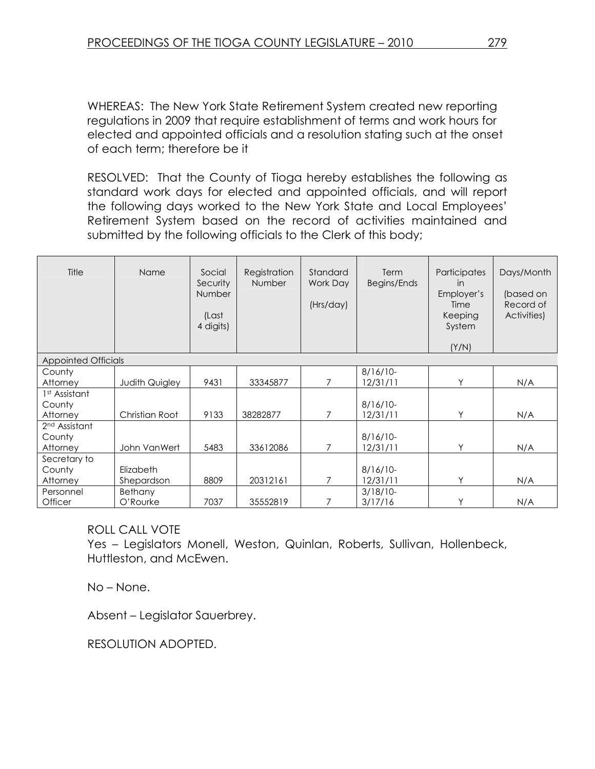WHEREAS: The New York State Retirement System created new reporting regulations in 2009 that require establishment of terms and work hours for elected and appointed officials and a resolution stating such at the onset of each term; therefore be it

RESOLVED: That the County of Tioga hereby establishes the following as standard work days for elected and appointed officials, and will report the following days worked to the New York State and Local Employees' Retirement System based on the record of activities maintained and submitted by the following officials to the Clerk of this body;

| Title | Name | Social Security Number (Last 4 digits) | Registration Number | Standard Work Day (Hrs/day) | Term Begins/Ends | Participates in Employer's Time Keeping System (Y/N) | Days/Month (based on Record of Activities) |
|---|---|---|---|---|---|---|---|
| Appointed Officials | | | | | | | |
| County Attorney | Judith Quigley | 9431 | 33345877 | 7 | 8/16/10-12/31/11 | Y | N/A |
| 1st Assistant County Attorney | Christian Root | 9133 | 38282877 | 7 | 8/16/10-12/31/11 | Y | N/A |
| 2nd Assistant County Attorney | John VanWert | 5483 | 33612086 | 7 | 8/16/10-12/31/11 | Y | N/A |
| Secretary to County Attorney | Elizabeth Shepardson | 8809 | 20312161 | 7 | 8/16/10-12/31/11 | Y | N/A |
| Personnel Officer | Bethany O'Rourke | 7037 | 35552819 | 7 | 3/18/10-3/17/16 | Y | N/A |

ROLL CALL VOTE
Yes – Legislators Monell, Weston, Quinlan, Roberts, Sullivan, Hollenbeck, Huttleston, and McEwen.

No – None.

Absent – Legislator Sauerbrey.

RESOLUTION ADOPTED.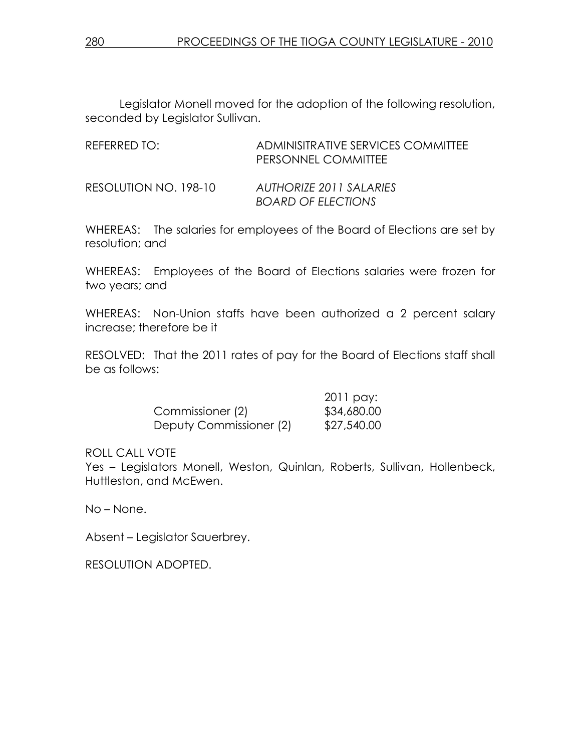Legislator Monell moved for the adoption of the following resolution, seconded by Legislator Sullivan.

| | |
|---|---|
| REFERRED TO: | ADMINISITRATIVE SERVICES COMMITTEE<br>PERSONNEL COMMITTEE |
| RESOLUTION NO. 198-10 | *AUTHORIZE 2011 SALARIES*<br>*BOARD OF ELECTIONS* |

WHEREAS: The salaries for employees of the Board of Elections are set by resolution; and

WHEREAS: Employees of the Board of Elections salaries were frozen for two years; and

WHEREAS: Non-Union staffs have been authorized a 2 percent salary increase; therefore be it

RESOLVED: That the 2011 rates of pay for the Board of Elections staff shall be as follows:

| | 2011 pay: |
|---|---|
| Commissioner (2) | $34,680.00 |
| Deputy Commissioner (2) | $27,540.00 |

ROLL CALL VOTE
Yes – Legislators Monell, Weston, Quinlan, Roberts, Sullivan, Hollenbeck, Huttleston, and McEwen.

No – None.

Absent – Legislator Sauerbrey.

RESOLUTION ADOPTED.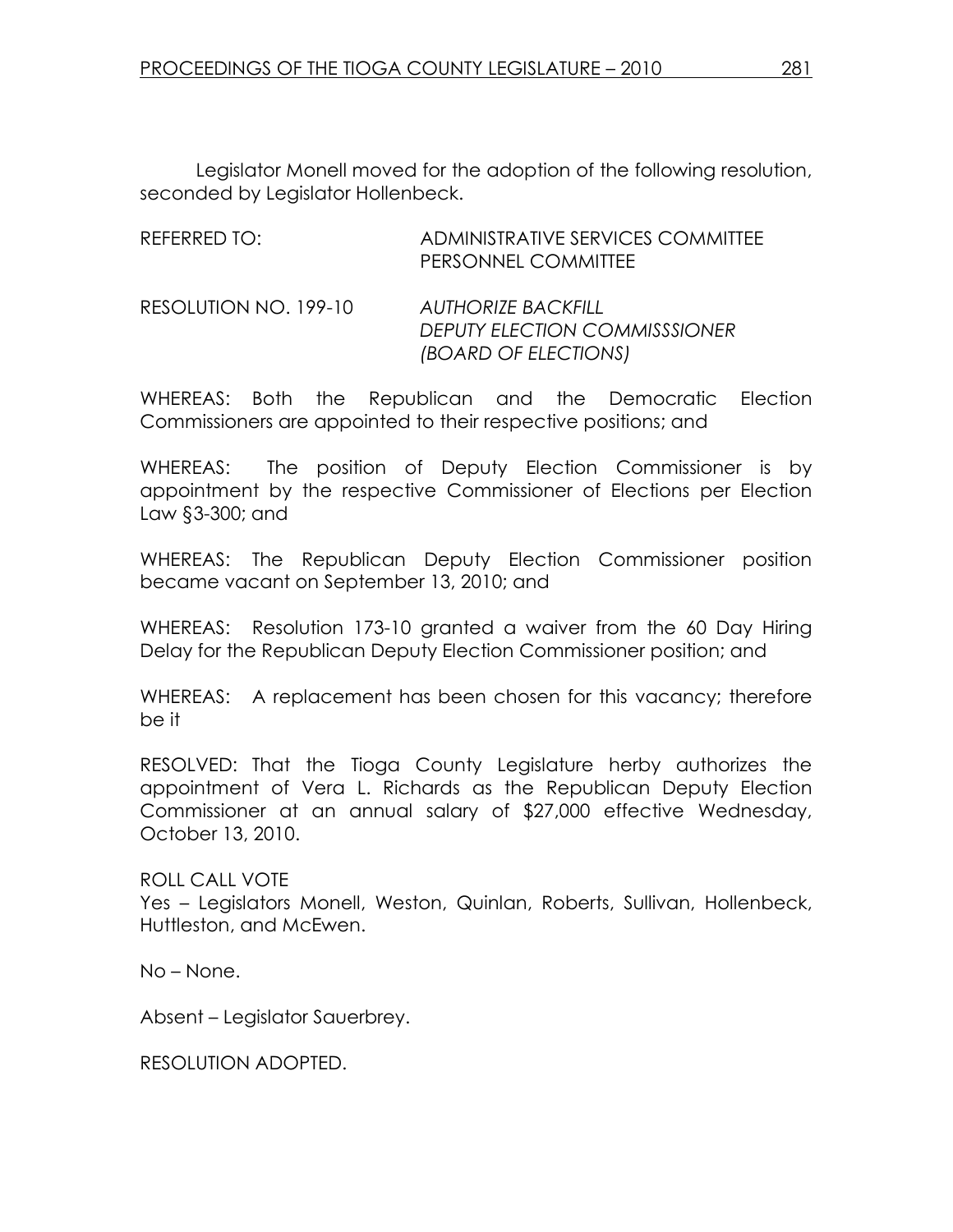Legislator Monell moved for the adoption of the following resolution, seconded by Legislator Hollenbeck.

| | |
|---|---|
| REFERRED TO: | ADMINISTRATIVE SERVICES COMMITTEE<br>PERSONNEL COMMITTEE |
| RESOLUTION NO. 199-10 | *AUTHORIZE BACKFILL*<br>*DEPUTY ELECTION COMMISSSIONER*<br>*(BOARD OF ELECTIONS)* |

WHEREAS: Both the Republican and the Democratic Election Commissioners are appointed to their respective positions; and

WHEREAS: The position of Deputy Election Commissioner is by appointment by the respective Commissioner of Elections per Election Law §3-300; and

WHEREAS: The Republican Deputy Election Commissioner position became vacant on September 13, 2010; and

WHEREAS: Resolution 173-10 granted a waiver from the 60 Day Hiring Delay for the Republican Deputy Election Commissioner position; and

WHEREAS: A replacement has been chosen for this vacancy; therefore be it

RESOLVED: That the Tioga County Legislature herby authorizes the appointment of Vera L. Richards as the Republican Deputy Election Commissioner at an annual salary of $27,000 effective Wednesday, October 13, 2010.

ROLL CALL VOTE
Yes – Legislators Monell, Weston, Quinlan, Roberts, Sullivan, Hollenbeck, Huttleston, and McEwen.

No – None.

Absent – Legislator Sauerbrey.

RESOLUTION ADOPTED.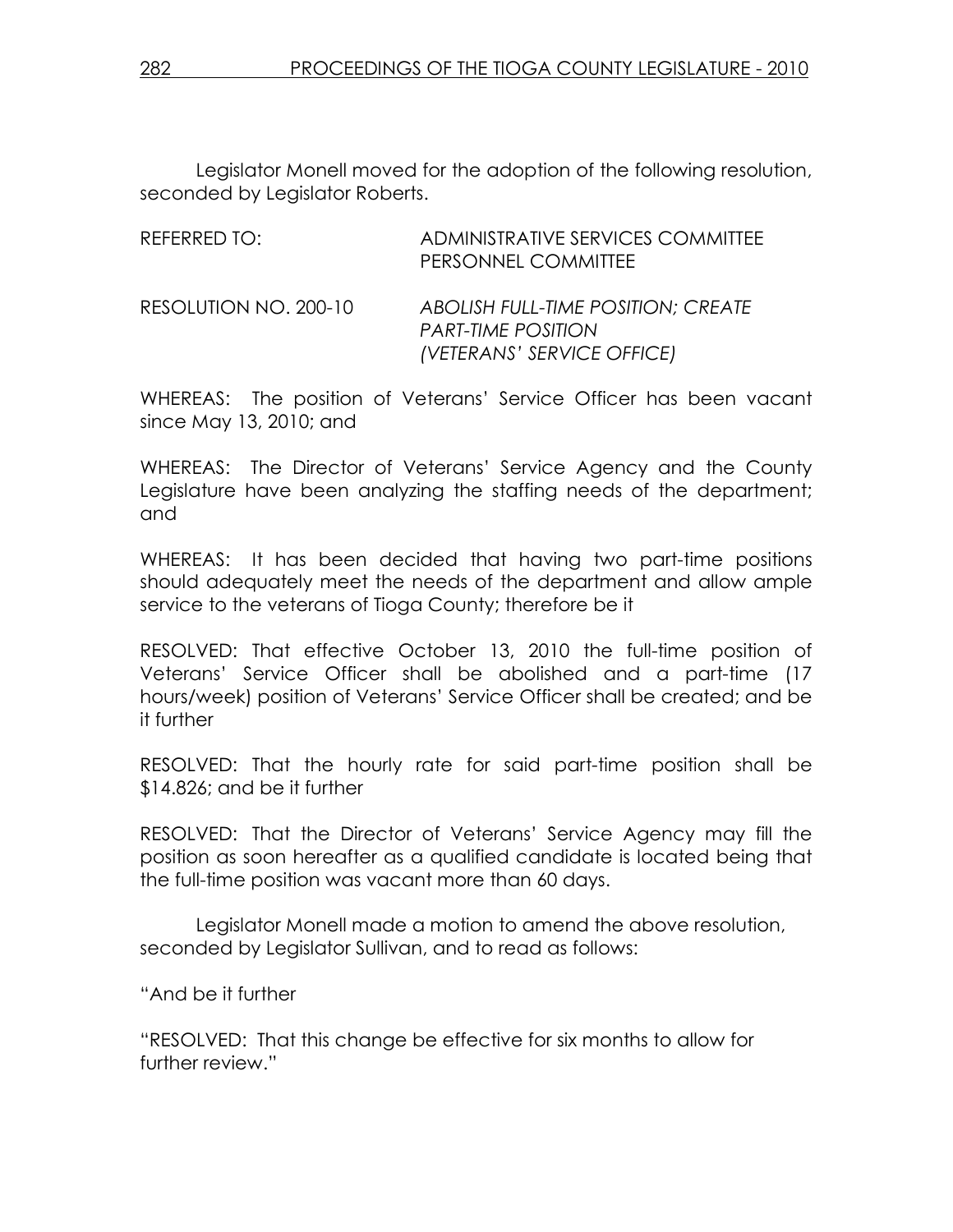Legislator Monell moved for the adoption of the following resolution, seconded by Legislator Roberts.

REFERRED TO: ADMINISTRATIVE SERVICES COMMITTEE
PERSONNEL COMMITTEE

RESOLUTION NO. 200-10 *ABOLISH FULL-TIME POSITION; CREATE PART-TIME POSITION (VETERANS' SERVICE OFFICE)*

WHEREAS: The position of Veterans' Service Officer has been vacant since May 13, 2010; and

WHEREAS: The Director of Veterans' Service Agency and the County Legislature have been analyzing the staffing needs of the department; and

WHEREAS: It has been decided that having two part-time positions should adequately meet the needs of the department and allow ample service to the veterans of Tioga County; therefore be it

RESOLVED: That effective October 13, 2010 the full-time position of Veterans' Service Officer shall be abolished and a part-time (17 hours/week) position of Veterans' Service Officer shall be created; and be it further

RESOLVED: That the hourly rate for said part-time position shall be $14.826; and be it further

RESOLVED: That the Director of Veterans' Service Agency may fill the position as soon hereafter as a qualified candidate is located being that the full-time position was vacant more than 60 days.

Legislator Monell made a motion to amend the above resolution, seconded by Legislator Sullivan, and to read as follows:

"And be it further

"RESOLVED: That this change be effective for six months to allow for further review."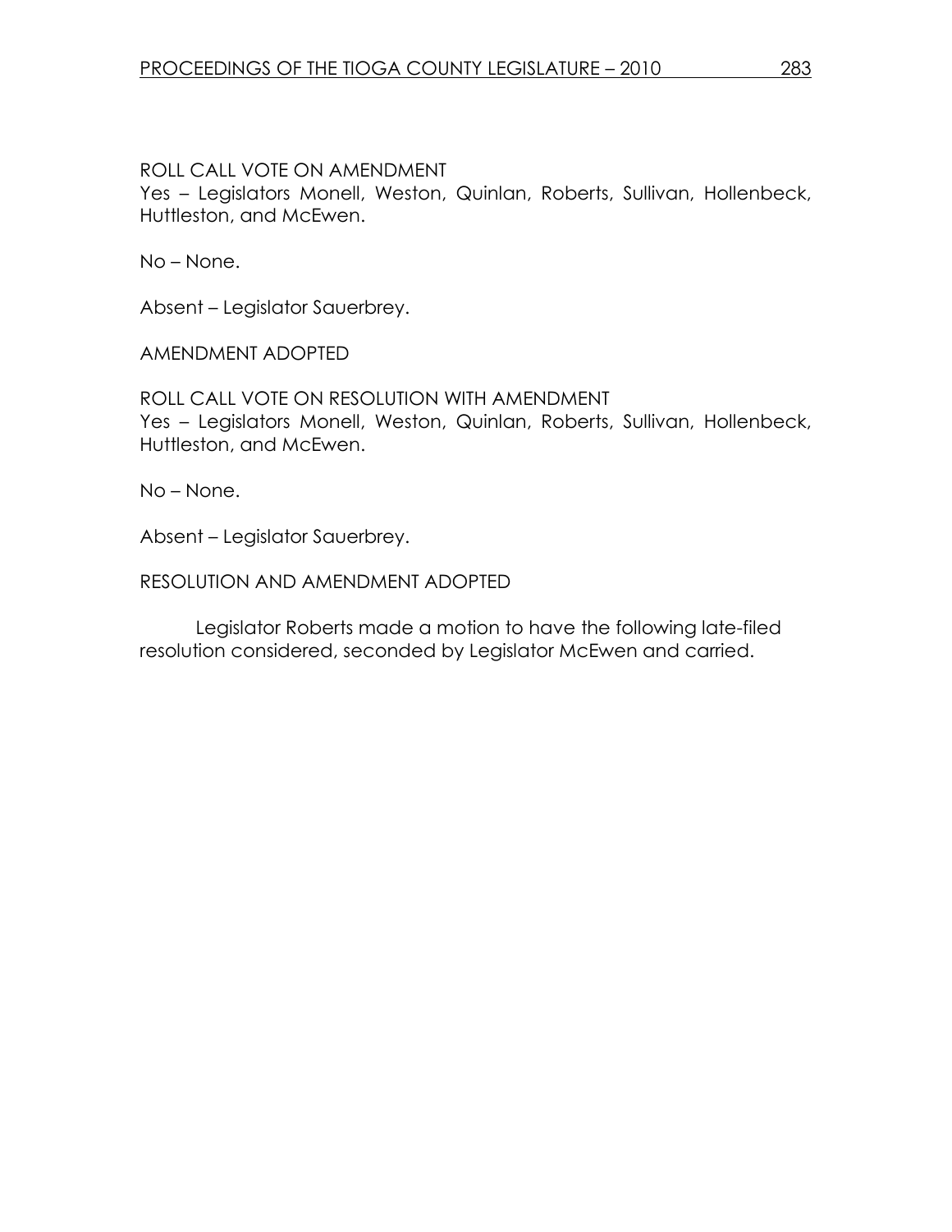ROLL CALL VOTE ON AMENDMENT
Yes – Legislators Monell, Weston, Quinlan, Roberts, Sullivan, Hollenbeck, Huttleston, and McEwen.

No – None.

Absent – Legislator Sauerbrey.

AMENDMENT ADOPTED

ROLL CALL VOTE ON RESOLUTION WITH AMENDMENT
Yes – Legislators Monell, Weston, Quinlan, Roberts, Sullivan, Hollenbeck, Huttleston, and McEwen.

No – None.

Absent – Legislator Sauerbrey.

RESOLUTION AND AMENDMENT ADOPTED

Legislator Roberts made a motion to have the following late-filed resolution considered, seconded by Legislator McEwen and carried.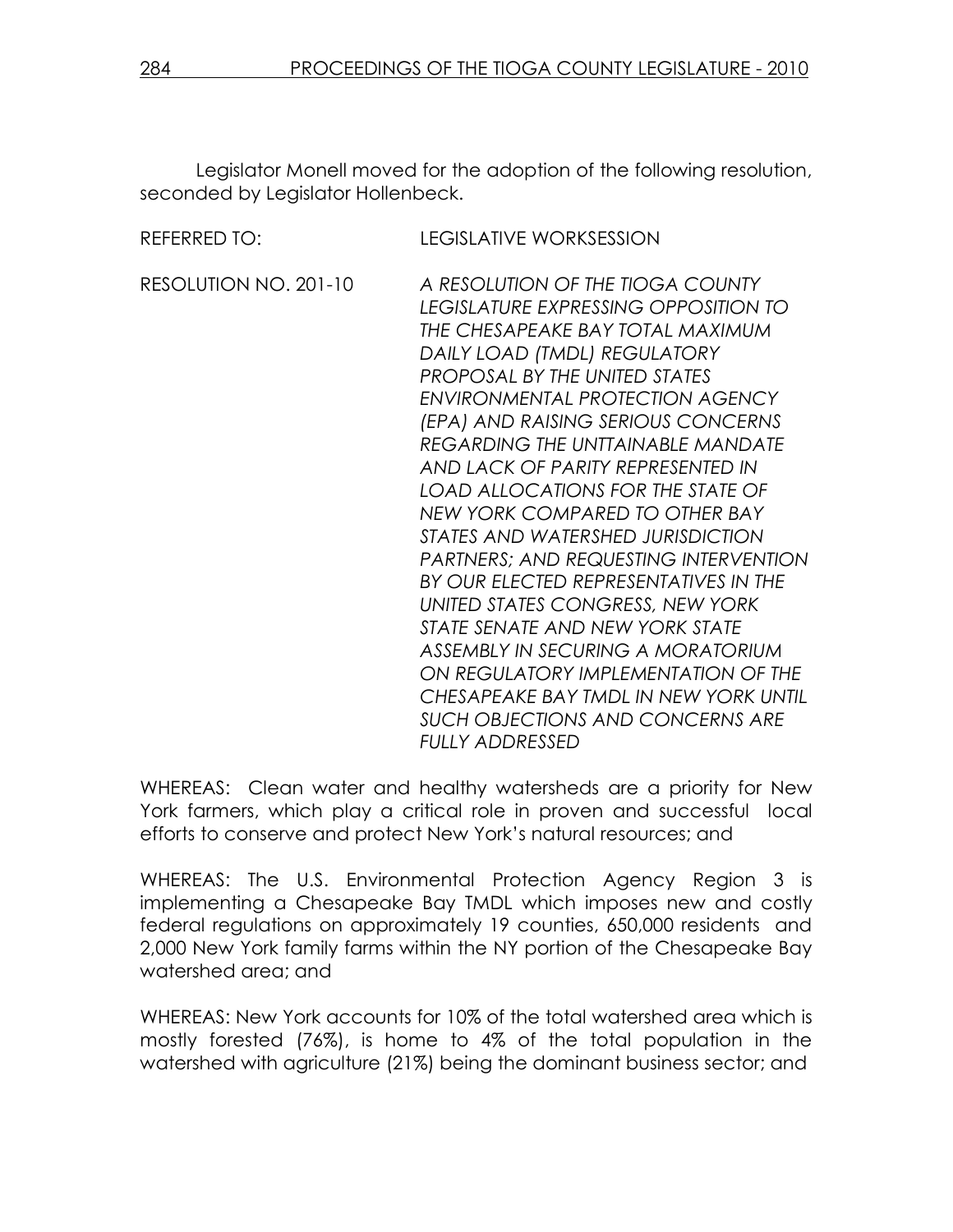Legislator Monell moved for the adoption of the following resolution, seconded by Legislator Hollenbeck.

REFERRED TO: LEGISLATIVE WORKSESSION

RESOLUTION NO. 201-10 *A RESOLUTION OF THE TIOGA COUNTY LEGISLATURE EXPRESSING OPPOSITION TO THE CHESAPEAKE BAY TOTAL MAXIMUM DAILY LOAD (TMDL) REGULATORY PROPOSAL BY THE UNITED STATES ENVIRONMENTAL PROTECTION AGENCY (EPA) AND RAISING SERIOUS CONCERNS REGARDING THE UNTTAINABLE MANDATE AND LACK OF PARITY REPRESENTED IN LOAD ALLOCATIONS FOR THE STATE OF NEW YORK COMPARED TO OTHER BAY STATES AND WATERSHED JURISDICTION PARTNERS; AND REQUESTING INTERVENTION BY OUR ELECTED REPRESENTATIVES IN THE UNITED STATES CONGRESS, NEW YORK STATE SENATE AND NEW YORK STATE ASSEMBLY IN SECURING A MORATORIUM ON REGULATORY IMPLEMENTATION OF THE CHESAPEAKE BAY TMDL IN NEW YORK UNTIL SUCH OBJECTIONS AND CONCERNS ARE FULLY ADDRESSED*

WHEREAS: Clean water and healthy watersheds are a priority for New York farmers, which play a critical role in proven and successful local efforts to conserve and protect New York's natural resources; and

WHEREAS: The U.S. Environmental Protection Agency Region 3 is implementing a Chesapeake Bay TMDL which imposes new and costly federal regulations on approximately 19 counties, 650,000 residents and 2,000 New York family farms within the NY portion of the Chesapeake Bay watershed area; and

WHEREAS: New York accounts for 10% of the total watershed area which is mostly forested (76%), is home to 4% of the total population in the watershed with agriculture (21%) being the dominant business sector; and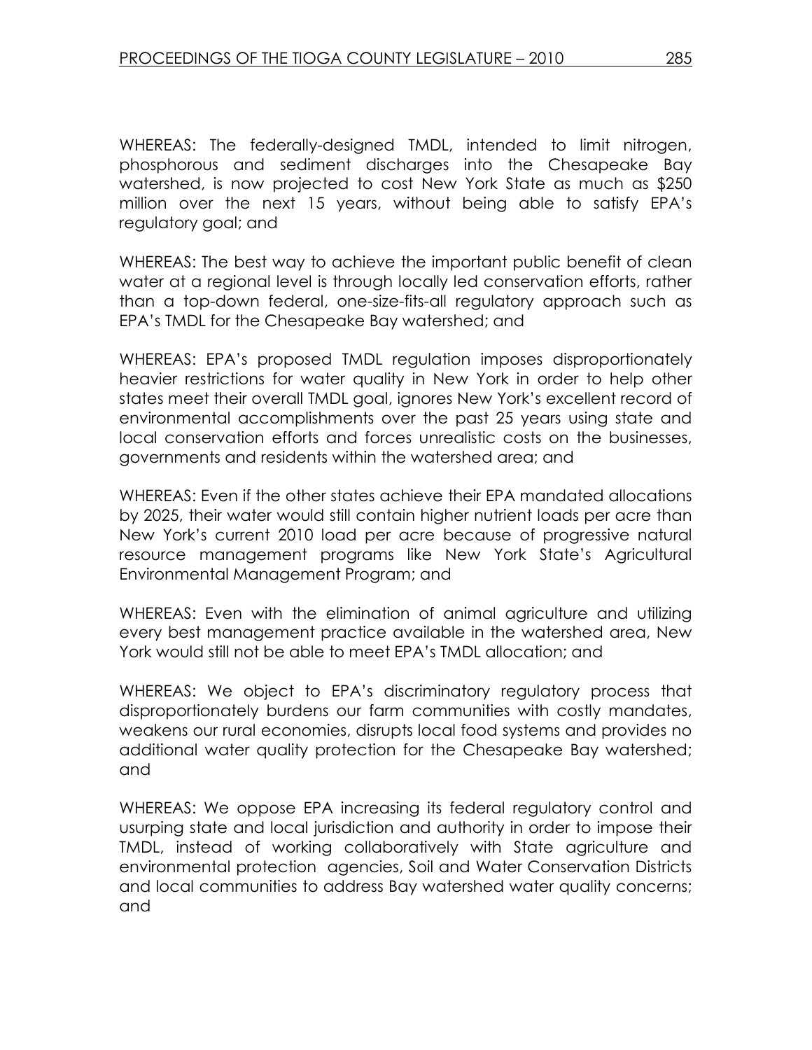WHEREAS: The federally-designed TMDL, intended to limit nitrogen, phosphorous and sediment discharges into the Chesapeake Bay watershed, is now projected to cost New York State as much as $250 million over the next 15 years, without being able to satisfy EPA's regulatory goal; and

WHEREAS: The best way to achieve the important public benefit of clean water at a regional level is through locally led conservation efforts, rather than a top-down federal, one-size-fits-all regulatory approach such as EPA's TMDL for the Chesapeake Bay watershed; and

WHEREAS: EPA's proposed TMDL regulation imposes disproportionately heavier restrictions for water quality in New York in order to help other states meet their overall TMDL goal, ignores New York's excellent record of environmental accomplishments over the past 25 years using state and local conservation efforts and forces unrealistic costs on the businesses, governments and residents within the watershed area; and

WHEREAS: Even if the other states achieve their EPA mandated allocations by 2025, their water would still contain higher nutrient loads per acre than New York's current 2010 load per acre because of progressive natural resource management programs like New York State's Agricultural Environmental Management Program; and

WHEREAS: Even with the elimination of animal agriculture and utilizing every best management practice available in the watershed area, New York would still not be able to meet EPA's TMDL allocation; and

WHEREAS: We object to EPA's discriminatory regulatory process that disproportionately burdens our farm communities with costly mandates, weakens our rural economies, disrupts local food systems and provides no additional water quality protection for the Chesapeake Bay watershed; and

WHEREAS: We oppose EPA increasing its federal regulatory control and usurping state and local jurisdiction and authority in order to impose their TMDL, instead of working collaboratively with State agriculture and environmental protection agencies, Soil and Water Conservation Districts and local communities to address Bay watershed water quality concerns; and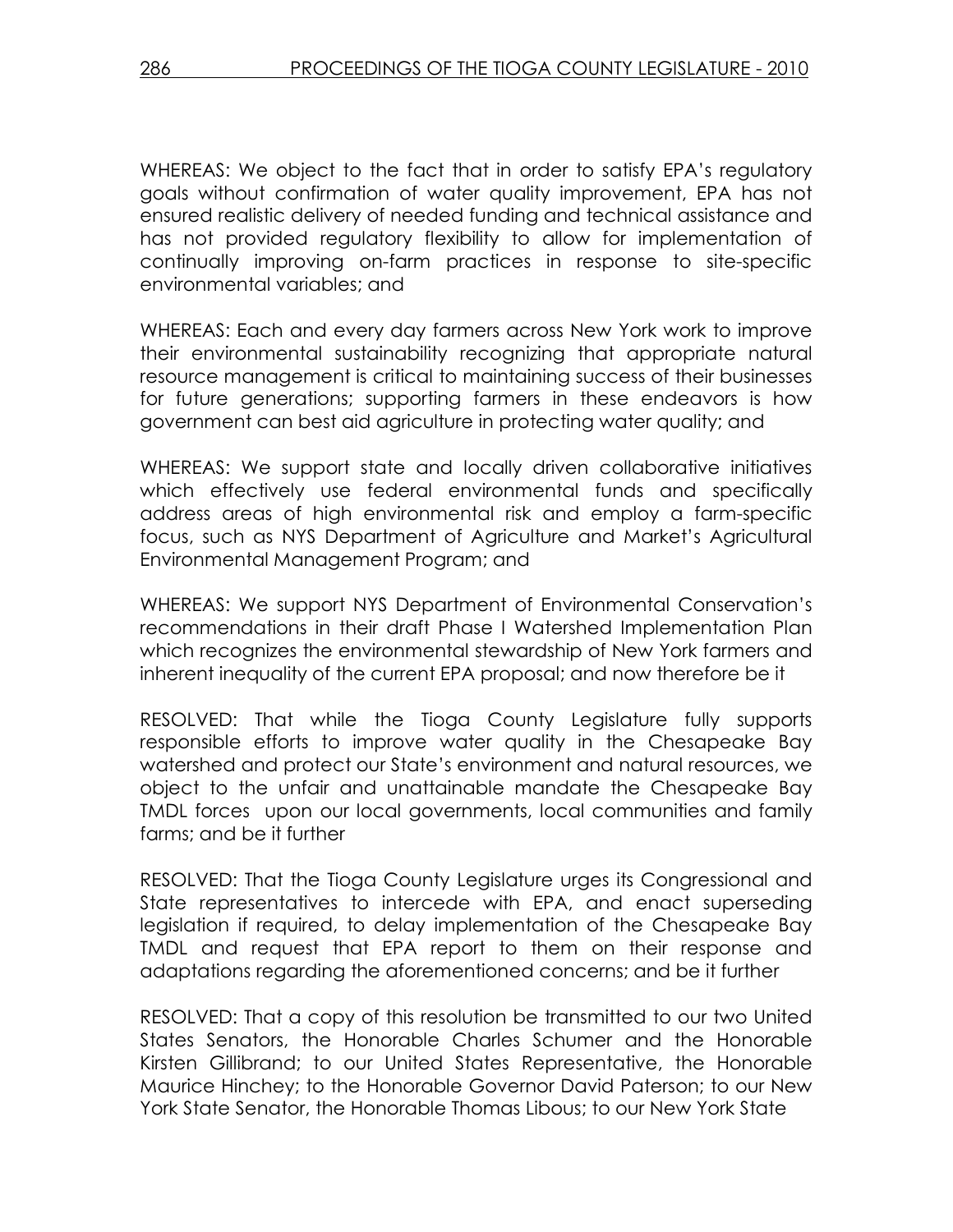WHEREAS: We object to the fact that in order to satisfy EPA's regulatory goals without confirmation of water quality improvement, EPA has not ensured realistic delivery of needed funding and technical assistance and has not provided regulatory flexibility to allow for implementation of continually improving on-farm practices in response to site-specific environmental variables; and

WHEREAS: Each and every day farmers across New York work to improve their environmental sustainability recognizing that appropriate natural resource management is critical to maintaining success of their businesses for future generations; supporting farmers in these endeavors is how government can best aid agriculture in protecting water quality; and

WHEREAS: We support state and locally driven collaborative initiatives which effectively use federal environmental funds and specifically address areas of high environmental risk and employ a farm-specific focus, such as NYS Department of Agriculture and Market's Agricultural Environmental Management Program; and

WHEREAS: We support NYS Department of Environmental Conservation's recommendations in their draft Phase I Watershed Implementation Plan which recognizes the environmental stewardship of New York farmers and inherent inequality of the current EPA proposal; and now therefore be it

RESOLVED: That while the Tioga County Legislature fully supports responsible efforts to improve water quality in the Chesapeake Bay watershed and protect our State's environment and natural resources, we object to the unfair and unattainable mandate the Chesapeake Bay TMDL forces upon our local governments, local communities and family farms; and be it further

RESOLVED: That the Tioga County Legislature urges its Congressional and State representatives to intercede with EPA, and enact superseding legislation if required, to delay implementation of the Chesapeake Bay TMDL and request that EPA report to them on their response and adaptations regarding the aforementioned concerns; and be it further

RESOLVED: That a copy of this resolution be transmitted to our two United States Senators, the Honorable Charles Schumer and the Honorable Kirsten Gillibrand; to our United States Representative, the Honorable Maurice Hinchey; to the Honorable Governor David Paterson; to our New York State Senator, the Honorable Thomas Libous; to our New York State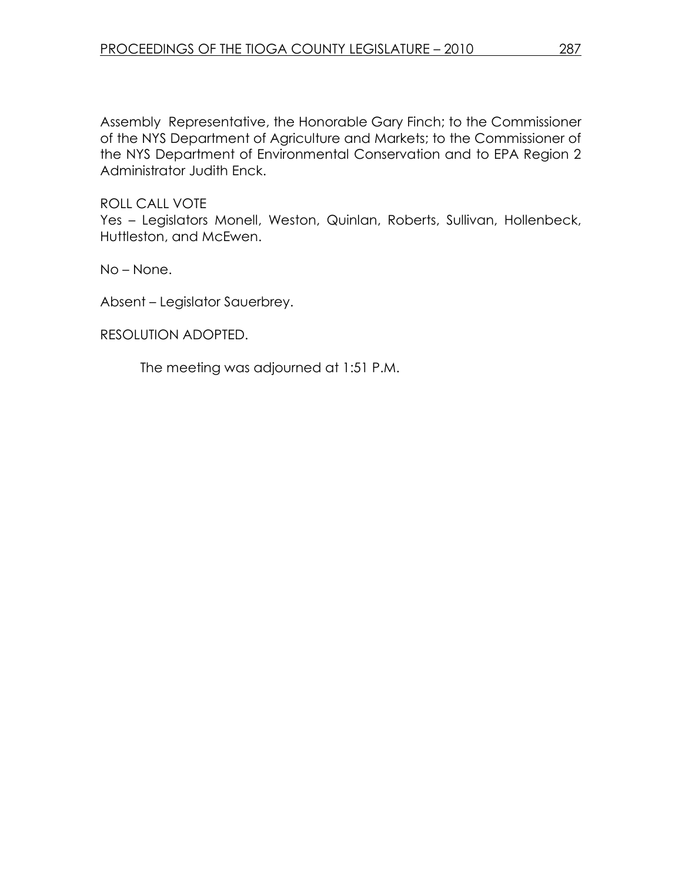Assembly Representative, the Honorable Gary Finch; to the Commissioner of the NYS Department of Agriculture and Markets; to the Commissioner of the NYS Department of Environmental Conservation and to EPA Region 2 Administrator Judith Enck.

ROLL CALL VOTE
Yes – Legislators Monell, Weston, Quinlan, Roberts, Sullivan, Hollenbeck, Huttleston, and McEwen.

No – None.

Absent – Legislator Sauerbrey.

RESOLUTION ADOPTED.

The meeting was adjourned at 1:51 P.M.